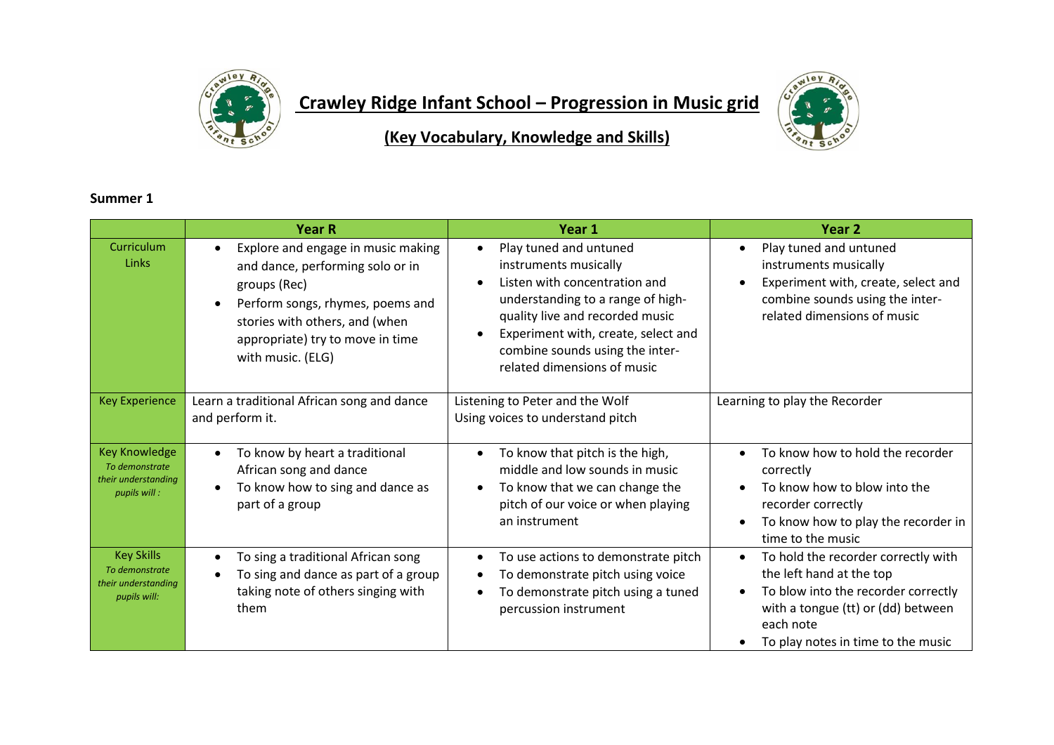# Crawley Ridge Infant School – Progression in Music grid

## (Key Vocabulary, Knowledge and Skills)

**Summer 1**

| | Year R | Year 1 | Year 2 |
|---|---|---|---|
| Curriculum Links | • Explore and engage in music making and dance, performing solo or in groups (Rec)<br>• Perform songs, rhymes, poems and stories with others, and (when appropriate) try to move in time with music. (ELG) | • Play tuned and untuned instruments musically<br>• Listen with concentration and understanding to a range of high-quality live and recorded music<br>• Experiment with, create, select and combine sounds using the inter-related dimensions of music | • Play tuned and untuned instruments musically<br>• Experiment with, create, select and combine sounds using the inter-related dimensions of music |
| Key Experience | Learn a traditional African song and dance and perform it. | Listening to Peter and the Wolf<br>Using voices to understand pitch | Learning to play the Recorder |
| Key Knowledge<br>*To demonstrate their understanding pupils will :* | • To know by heart a traditional African song and dance<br>• To know how to sing and dance as part of a group | • To know that pitch is the high, middle and low sounds in music<br>• To know that we can change the pitch of our voice or when playing an instrument | • To know how to hold the recorder correctly<br>• To know how to blow into the recorder correctly<br>• To know how to play the recorder in time to the music |
| Key Skills<br>*To demonstrate their understanding pupils will:* | • To sing a traditional African song<br>• To sing and dance as part of a group taking note of others singing with them | • To use actions to demonstrate pitch<br>• To demonstrate pitch using voice<br>• To demonstrate pitch using a tuned percussion instrument | • To hold the recorder correctly with the left hand at the top<br>• To blow into the recorder correctly with a tongue (tt) or (dd) between each note<br>• To play notes in time to the music |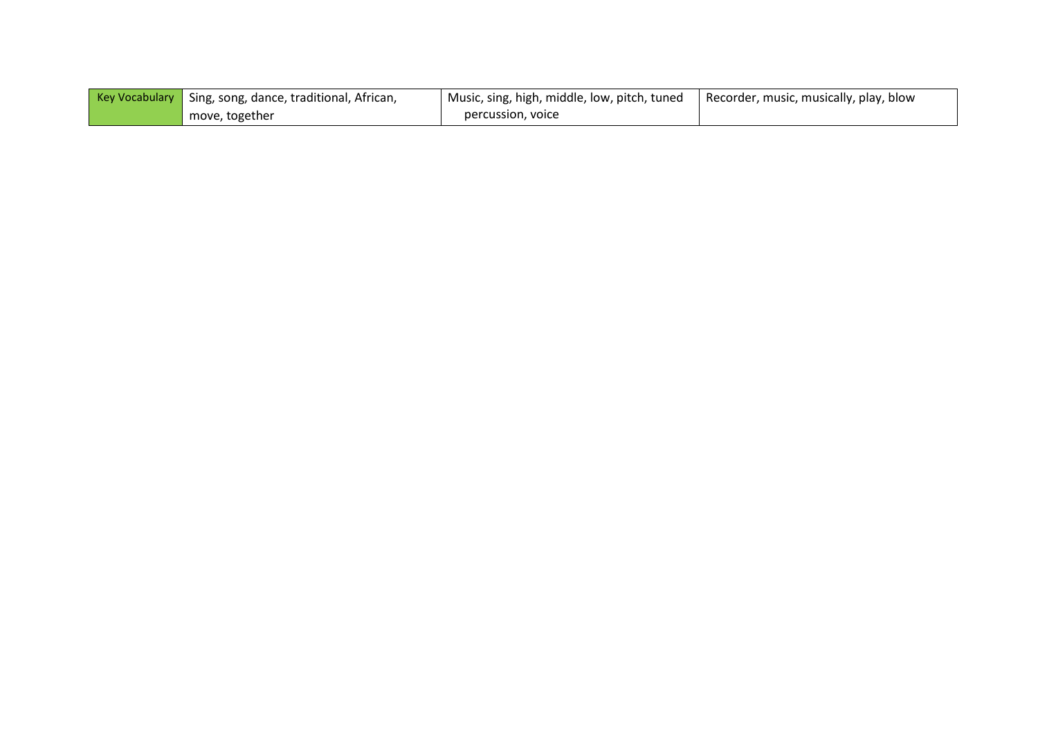| | | | |
|---|---|---|---|
| Key Vocabulary | Sing, song, dance, traditional, African, move, together | Music, sing, high, middle, low, pitch, tuned percussion, voice | Recorder, music, musically, play, blow |